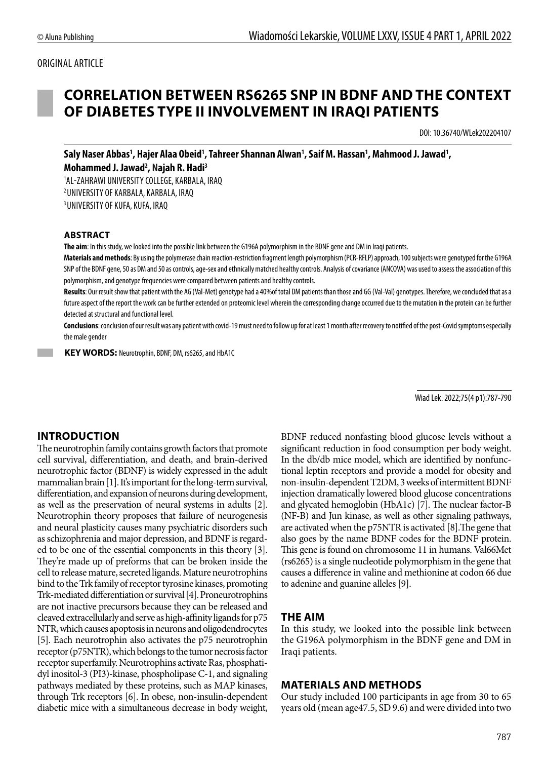ORIGINAL ARTICLE

# CORRELATION BETWEEN RS6265 SNP IN BDNF AND THE CONTEXT OF DIABETES TYPE II INVOLVEMENT IN IRAQI PATIENTS

DOI: 10.36740/WLek202204107

**Saly Naser Abbas[1], Hajer Alaa Obeid[1], Tahreer Shannan Alwan[1], Saif M. Hassan[1], Mahmood J. Jawad[1], Mohammed J. Jawad[2], Najah R. Hadi[3]**

[1] AL-ZAHRAWI UNIVERSITY COLLEGE, KARBALA, IRAQ
[2] UNIVERSITY OF KARBALA, KARBALA, IRAQ
[3] UNIVERSITY OF KUFA, KUFA, IRAQ

## ABSTRACT

**The aim**: In this study, we looked into the possible link between the G196A polymorphism in the BDNF gene and DM in Iraqi patients.

**Materials and methods**: By using the polymerase chain reaction-restriction fragment length polymorphism (PCR-RFLP) approach, 100 subjects were genotyped for the G196A SNP of the BDNF gene, 50 as DM and 50 as controls, age-sex and ethnically matched healthy controls. Analysis of covariance (ANCOVA) was used to assess the association of this polymorphism, and genotype frequencies were compared between patients and healthy controls.

**Results**: Our result show that patient with the AG (Val-Met) genotype had a 40%of total DM patients than those and GG (Val-Val) genotypes. Therefore, we concluded that as a future aspect of the report the work can be further extended on proteomic level wherein the corresponding change occurred due to the mutation in the protein can be further detected at structural and functional level.

**Conclusions**: conclusion of our result was any patient with covid-19 must need to follow up for at least 1 month after recovery to notified of the post-Covid symptoms especially the male gender

**KEY WORDS:** Neurotrophin, BDNF, DM, rs6265, and HbA1C

Wiad Lek. 2022;75(4 p1):787-790

## INTRODUCTION

The neurotrophin family contains growth factors that promote cell survival, differentiation, and death, and brain-derived neurotrophic factor (BDNF) is widely expressed in the adult mammalian brain [1]. It's important for the long-term survival, differentiation, and expansion of neurons during development, as well as the preservation of neural systems in adults [2]. Neurotrophin theory proposes that failure of neurogenesis and neural plasticity causes many psychiatric disorders such as schizophrenia and major depression, and BDNF is regarded to be one of the essential components in this theory [3]. They're made up of preforms that can be broken inside the cell to release mature, secreted ligands. Mature neurotrophins bind to the Trk family of receptor tyrosine kinases, promoting Trk-mediated differentiation or survival [4]. Proneurotrophins are not inactive precursors because they can be released and cleaved extracellularly and serve as high-affinity ligands for p75 NTR, which causes apoptosis in neurons and oligodendrocytes [5]. Each neurotrophin also activates the p75 neurotrophin receptor (p75NTR), which belongs to the tumor necrosis factor receptor superfamily. Neurotrophins activate Ras, phosphatidyl inositol-3 (PI3)-kinase, phospholipase C-1, and signaling pathways mediated by these proteins, such as MAP kinases, through Trk receptors [6]. In obese, non-insulin-dependent diabetic mice with a simultaneous decrease in body weight, BDNF reduced nonfasting blood glucose levels without a significant reduction in food consumption per body weight. In the db/db mice model, which are identified by nonfunctional leptin receptors and provide a model for obesity and non-insulin-dependent T2DM, 3 weeks of intermittent BDNF injection dramatically lowered blood glucose concentrations and glycated hemoglobin (HbA1c) [7]. The nuclear factor-B (NF-B) and Jun kinase, as well as other signaling pathways, are activated when the p75NTR is activated [8].The gene that also goes by the name BDNF codes for the BDNF protein. This gene is found on chromosome 11 in humans. Val66Met (rs6265) is a single nucleotide polymorphism in the gene that causes a difference in valine and methionine at codon 66 due to adenine and guanine alleles [9].

## THE AIM

In this study, we looked into the possible link between the G196A polymorphism in the BDNF gene and DM in Iraqi patients.

## MATERIALS AND METHODS

Our study included 100 participants in age from 30 to 65 years old (mean age47.5, SD 9.6) and were divided into two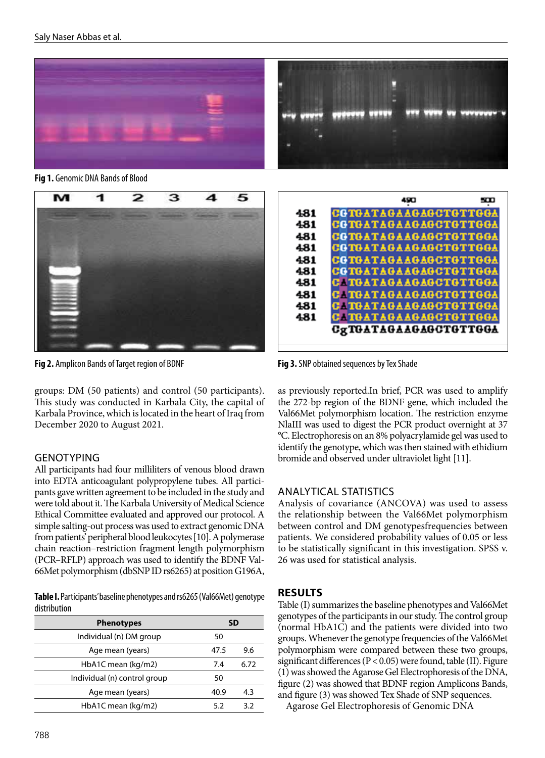Fig 1. Genomic DNA Bands of Blood

Fig 2. Amplicon Bands of Target region of BDNF

Fig 3. SNP obtained sequences by Tex Shade

groups: DM (50 patients) and control (50 participants). This study was conducted in Karbala City, the capital of Karbala Province, which is located in the heart of Iraq from December 2020 to August 2021.

## GENOTYPING

All participants had four milliliters of venous blood drawn into EDTA anticoagulant polypropylene tubes. All participants gave written agreement to be included in the study and were told about it. The Karbala University of Medical Science Ethical Committee evaluated and approved our protocol. A simple salting-out process was used to extract genomic DNA from patients' peripheral blood leukocytes [10]. A polymerase chain reaction–restriction fragment length polymorphism (PCR–RFLP) approach was used to identify the BDNF Val-66Met polymorphism (dbSNP ID rs6265) at position G196A, as previously reported.In brief, PCR was used to amplify the 272-bp region of the BDNF gene, which included the Val66Met polymorphism location. The restriction enzyme NlaIII was used to digest the PCR product overnight at 37 °C. Electrophoresis on an 8% polyacrylamide gel was used to identify the genotype, which was then stained with ethidium bromide and observed under ultraviolet light [11].

**Table I.** Participants' baseline phenotypes and rs6265 (Val66Met) genotype distribution

| Phenotypes | | SD |
|---|---|---|
| Individual (n) DM group | 50 | |
| Age mean (years) | 47.5 | 9.6 |
| HbA1C mean (kg/m2) | 7.4 | 6.72 |
| Individual (n) control group | 50 | |
| Age mean (years) | 40.9 | 4.3 |
| HbA1C mean (kg/m2) | 5.2 | 3.2 |

## ANALYTICAL STATISTICS

Analysis of covariance (ANCOVA) was used to assess the relationship between the Val66Met polymorphism between control and DM genotypesfrequencies between patients. We considered probability values of 0.05 or less to be statistically significant in this investigation. SPSS v. 26 was used for statistical analysis.

## RESULTS

Table (I) summarizes the baseline phenotypes and Val66Met genotypes of the participants in our study. The control group (normal HbA1C) and the patients were divided into two groups. Whenever the genotype frequencies of the Val66Met polymorphism were compared between these two groups, significant differences ($P < 0.05$) were found, table (II). Figure (1) was showed the Agarose Gel Electrophoresis of the DNA, figure (2) was showed that BDNF region Amplicons Bands, and figure (3) was showed Tex Shade of SNP sequences.

Agarose Gel Electrophoresis of Genomic DNA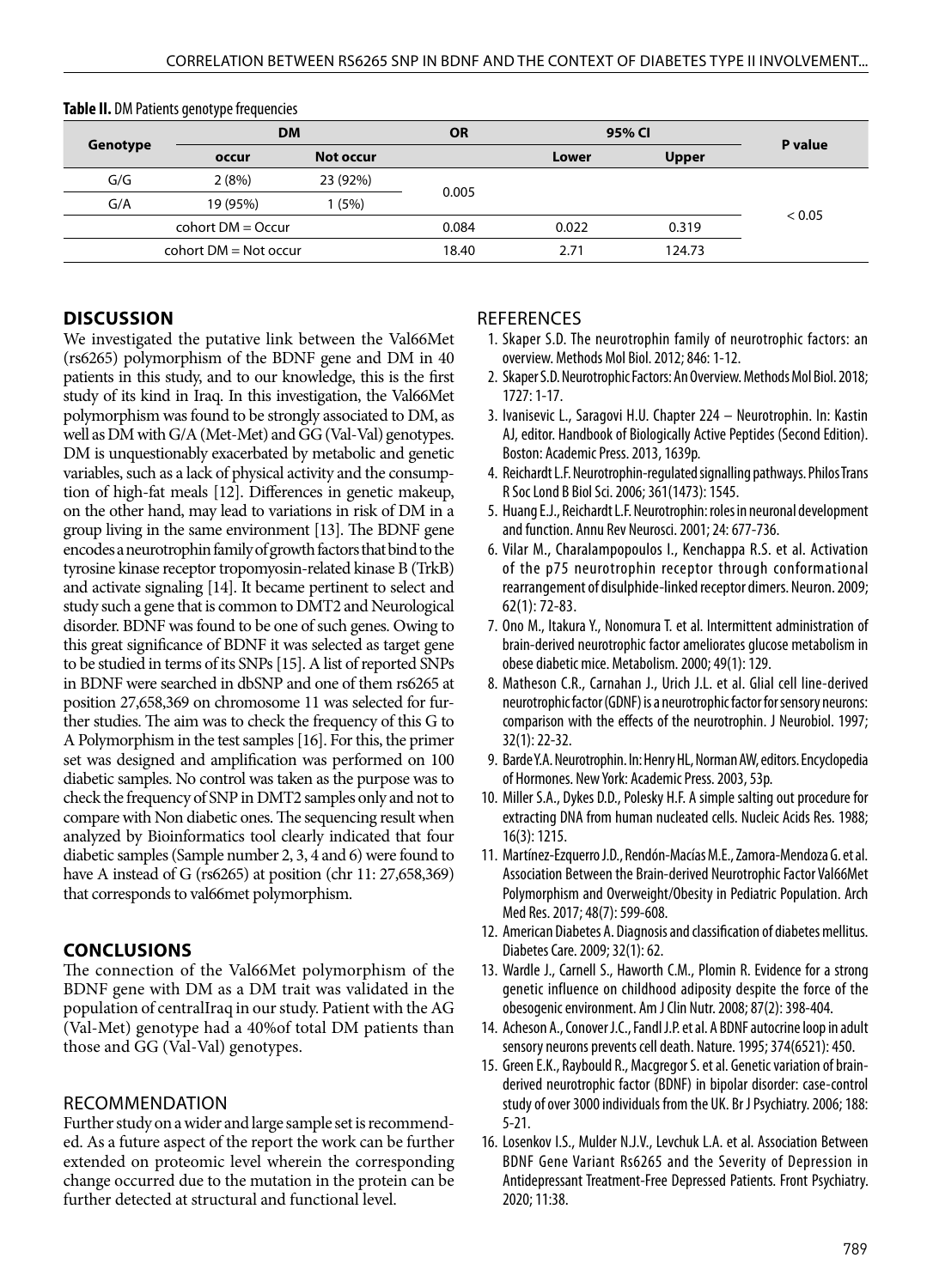**Table II.** DM Patients genotype frequencies

| Genotype | DM | | OR | 95% CI | | P value |
|---|---|---|---|---|---|---|
| | occur | Not occur | | Lower | Upper | |
| G/G | 2 (8%) | 23 (92%) | 0.005 | | | < 0.05 |
| G/A | 19 (95%) | 1 (5%) | | | | |
| cohort DM = Occur | | | 0.084 | 0.022 | 0.319 | |
| cohort DM = Not occur | | | 18.40 | 2.71 | 124.73 | |

## DISCUSSION

We investigated the putative link between the Val66Met (rs6265) polymorphism of the BDNF gene and DM in 40 patients in this study, and to our knowledge, this is the first study of its kind in Iraq. In this investigation, the Val66Met polymorphism was found to be strongly associated to DM, as well as DM with G/A (Met-Met) and GG (Val-Val) genotypes. DM is unquestionably exacerbated by metabolic and genetic variables, such as a lack of physical activity and the consumption of high-fat meals [12]. Differences in genetic makeup, on the other hand, may lead to variations in risk of DM in a group living in the same environment [13]. The BDNF gene encodes a neurotrophin family of growth factors that bind to the tyrosine kinase receptor tropomyosin-related kinase B (TrkB) and activate signaling [14]. It became pertinent to select and study such a gene that is common to DMT2 and Neurological disorder. BDNF was found to be one of such genes. Owing to this great significance of BDNF it was selected as target gene to be studied in terms of its SNPs [15]. A list of reported SNPs in BDNF were searched in dbSNP and one of them rs6265 at position 27,658,369 on chromosome 11 was selected for further studies. The aim was to check the frequency of this G to A Polymorphism in the test samples [16]. For this, the primer set was designed and amplification was performed on 100 diabetic samples. No control was taken as the purpose was to check the frequency of SNP in DMT2 samples only and not to compare with Non diabetic ones. The sequencing result when analyzed by Bioinformatics tool clearly indicated that four diabetic samples (Sample number 2, 3, 4 and 6) were found to have A instead of G (rs6265) at position (chr 11: 27,658,369) that corresponds to val66met polymorphism.

## CONCLUSIONS

The connection of the Val66Met polymorphism of the BDNF gene with DM as a DM trait was validated in the population of centralIraq in our study. Patient with the AG (Val-Met) genotype had a 40%of total DM patients than those and GG (Val-Val) genotypes.

## RECOMMENDATION

Further study on a wider and large sample set is recommended. As a future aspect of the report the work can be further extended on proteomic level wherein the corresponding change occurred due to the mutation in the protein can be further detected at structural and functional level.

## REFERENCES

1. Skaper S.D. The neurotrophin family of neurotrophic factors: an overview. Methods Mol Biol. 2012; 846: 1-12.
2. Skaper S.D. Neurotrophic Factors: An Overview. Methods Mol Biol. 2018; 1727: 1-17.
3. Ivanisevic L., Saragovi H.U. Chapter 224 – Neurotrophin. In: Kastin AJ, editor. Handbook of Biologically Active Peptides (Second Edition). Boston: Academic Press. 2013, 1639p.
4. Reichardt L.F. Neurotrophin-regulated signalling pathways. Philos Trans R Soc Lond B Biol Sci. 2006; 361(1473): 1545.
5. Huang E.J., Reichardt L.F. Neurotrophin: roles in neuronal development and function. Annu Rev Neurosci. 2001; 24: 677-736.
6. Vilar M., Charalampopoulos I., Kenchappa R.S. et al. Activation of the p75 neurotrophin receptor through conformational rearrangement of disulphide-linked receptor dimers. Neuron. 2009; 62(1): 72-83.
7. Ono M., Itakura Y., Nonomura T. et al. Intermittent administration of brain-derived neurotrophic factor ameliorates glucose metabolism in obese diabetic mice. Metabolism. 2000; 49(1): 129.
8. Matheson C.R., Carnahan J., Urich J.L. et al. Glial cell line-derived neurotrophic factor (GDNF) is a neurotrophic factor for sensory neurons: comparison with the effects of the neurotrophin. J Neurobiol. 1997; 32(1): 22-32.
9. Barde Y.A. Neurotrophin. In: Henry HL, Norman AW, editors. Encyclopedia of Hormones. New York: Academic Press. 2003, 53p.
10. Miller S.A., Dykes D.D., Polesky H.F. A simple salting out procedure for extracting DNA from human nucleated cells. Nucleic Acids Res. 1988; 16(3): 1215.
11. Martínez-Ezquerro J.D., Rendón-Macías M.E., Zamora-Mendoza G. et al. Association Between the Brain-derived Neurotrophic Factor Val66Met Polymorphism and Overweight/Obesity in Pediatric Population. Arch Med Res. 2017; 48(7): 599-608.
12. American Diabetes A. Diagnosis and classification of diabetes mellitus. Diabetes Care. 2009; 32(1): 62.
13. Wardle J., Carnell S., Haworth C.M., Plomin R. Evidence for a strong genetic influence on childhood adiposity despite the force of the obesogenic environment. Am J Clin Nutr. 2008; 87(2): 398-404.
14. Acheson A., Conover J.C., Fandl J.P. et al. A BDNF autocrine loop in adult sensory neurons prevents cell death. Nature. 1995; 374(6521): 450.
15. Green E.K., Raybould R., Macgregor S. et al. Genetic variation of brain-derived neurotrophic factor (BDNF) in bipolar disorder: case-control study of over 3000 individuals from the UK. Br J Psychiatry. 2006; 188: 5-21.
16. Losenkov I.S., Mulder N.J.V., Levchuk L.A. et al. Association Between BDNF Gene Variant Rs6265 and the Severity of Depression in Antidepressant Treatment-Free Depressed Patients. Front Psychiatry. 2020; 11:38.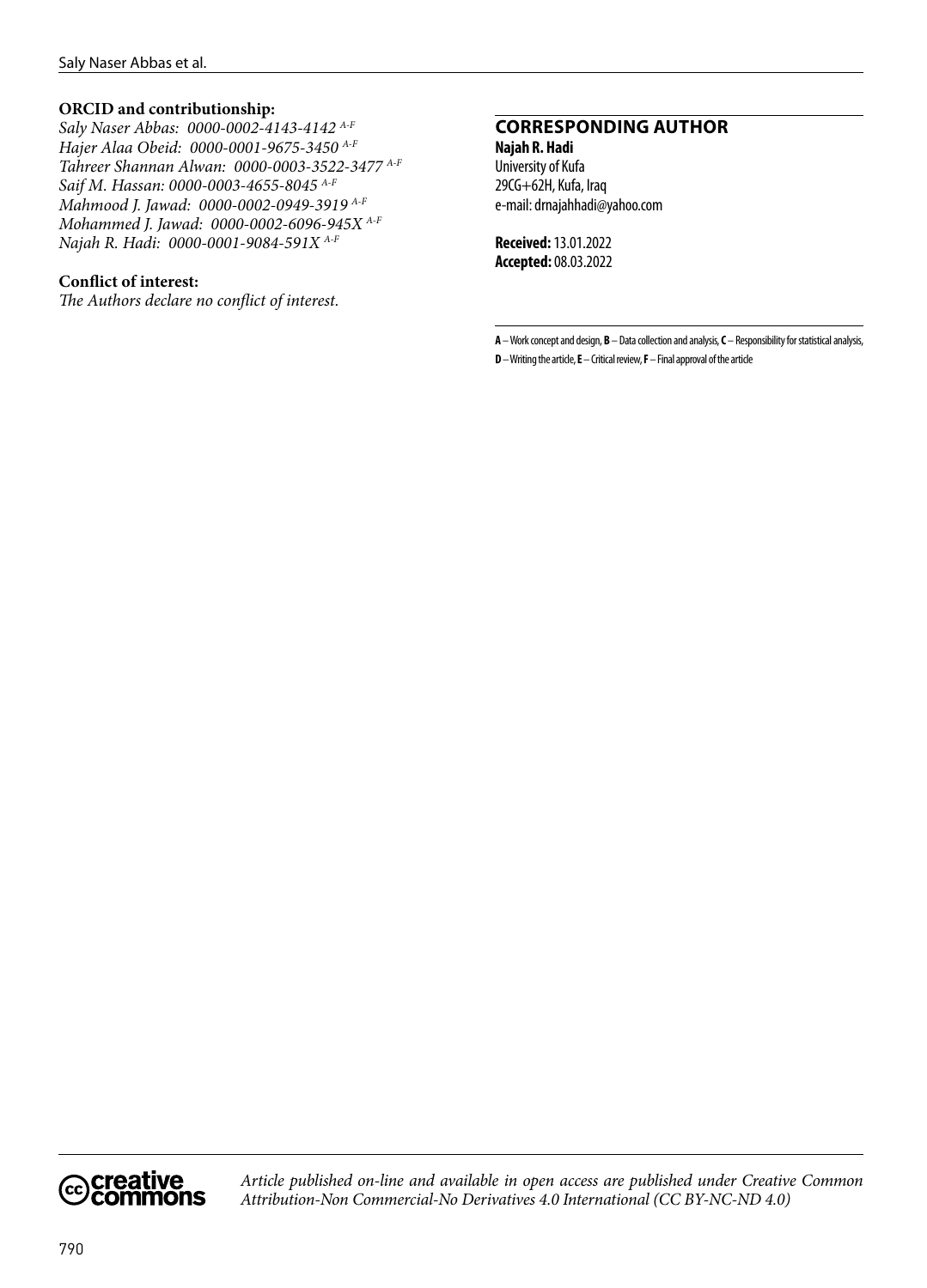**ORCID and contributionship:**

*Saly Naser Abbas: 0000-0002-4143-4142* [A-F]
*Hajer Alaa Obeid: 0000-0001-9675-3450* [A-F]
*Tahreer Shannan Alwan: 0000-0003-3522-3477* [A-F]
*Saif M. Hassan: 0000-0003-4655-8045* [A-F]
*Mahmood J. Jawad: 0000-0002-0949-3919* [A-F]
*Mohammed J. Jawad: 0000-0002-6096-945X* [A-F]
*Najah R. Hadi: 0000-0001-9084-591X* [A-F]

**Conflict of interest:**

*The Authors declare no conflict of interest.*

## CORRESPONDING AUTHOR

**Najah R. Hadi**
University of Kufa
29CG+62H, Kufa, Iraq
e-mail: drnajahhadi@yahoo.com

**Received:** 13.01.2022
**Accepted:** 08.03.2022

**A** – Work concept and design, **B** – Data collection and analysis, **C** – Responsibility for statistical analysis,
**D** – Writing the article, **E** – Critical review, **F** – Final approval of the article

*Article published on-line and available in open access are published under Creative Common Attribution-Non Commercial-No Derivatives 4.0 International (CC BY-NC-ND 4.0)*